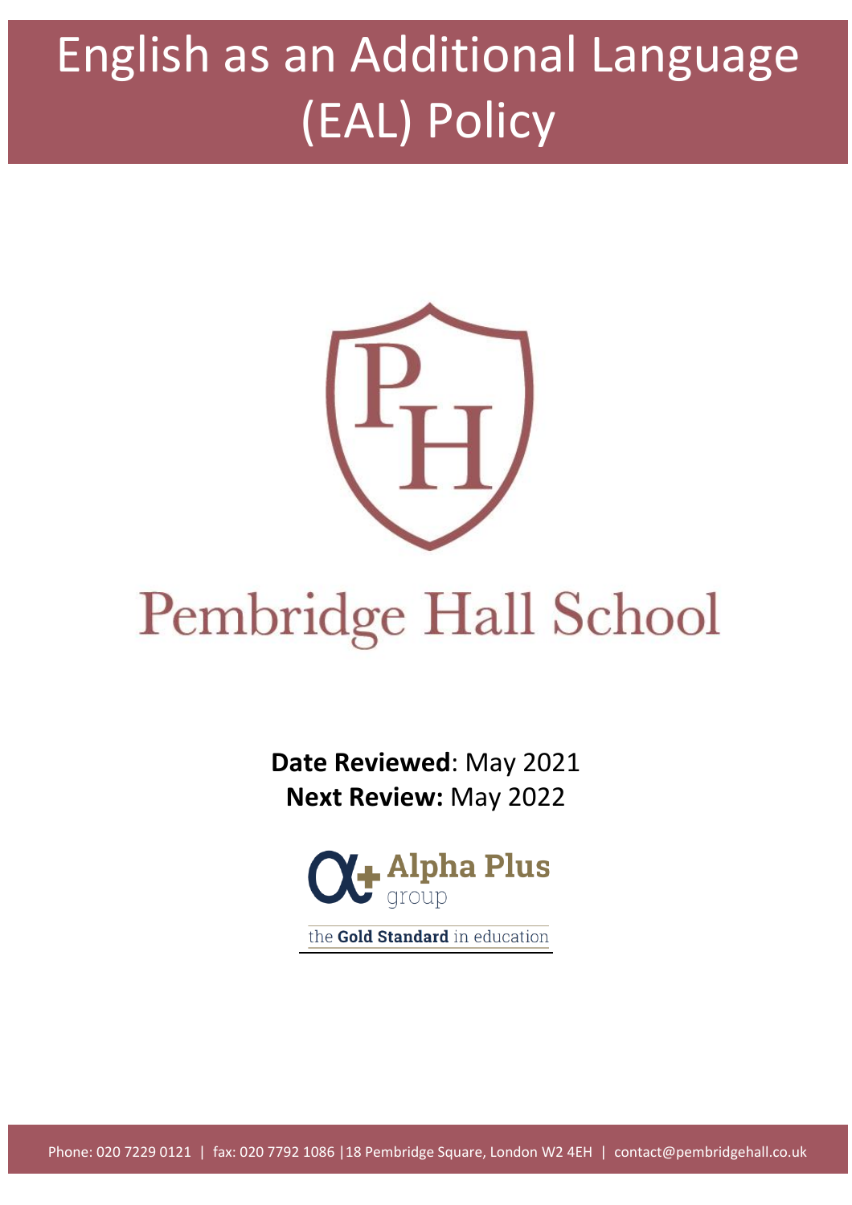# English as an Additional Language (EAL) Policy

Pembridge Hall School

**Date Reviewed**: May 2021
**Next Review:** May 2022

Alpha Plus group

the **Gold Standard** in education

Phone: 020 7229 0121 | fax: 020 7792 1086 |18 Pembridge Square, London W2 4EH | contact@pembridgehall.co.uk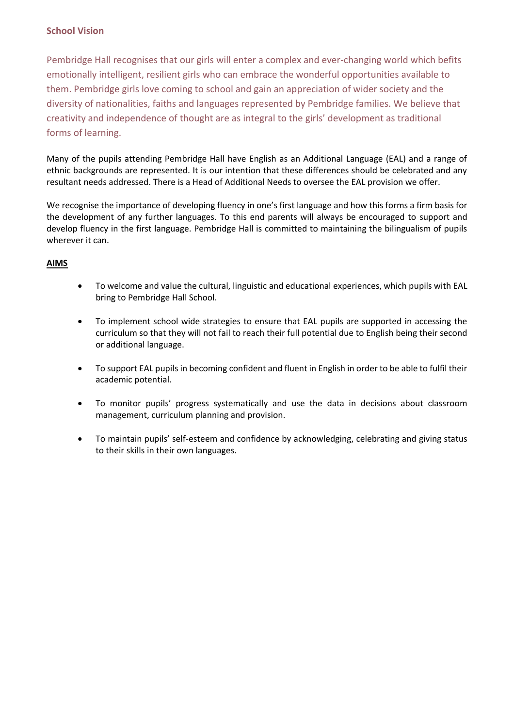## School Vision

Pembridge Hall recognises that our girls will enter a complex and ever-changing world which befits emotionally intelligent, resilient girls who can embrace the wonderful opportunities available to them. Pembridge girls love coming to school and gain an appreciation of wider society and the diversity of nationalities, faiths and languages represented by Pembridge families. We believe that creativity and independence of thought are as integral to the girls' development as traditional forms of learning.

Many of the pupils attending Pembridge Hall have English as an Additional Language (EAL) and a range of ethnic backgrounds are represented. It is our intention that these differences should be celebrated and any resultant needs addressed. There is a Head of Additional Needs to oversee the EAL provision we offer.

We recognise the importance of developing fluency in one's first language and how this forms a firm basis for the development of any further languages. To this end parents will always be encouraged to support and develop fluency in the first language. Pembridge Hall is committed to maintaining the bilingualism of pupils wherever it can.

## AIMS

- To welcome and value the cultural, linguistic and educational experiences, which pupils with EAL bring to Pembridge Hall School.
- To implement school wide strategies to ensure that EAL pupils are supported in accessing the curriculum so that they will not fail to reach their full potential due to English being their second or additional language.
- To support EAL pupils in becoming confident and fluent in English in order to be able to fulfil their academic potential.
- To monitor pupils' progress systematically and use the data in decisions about classroom management, curriculum planning and provision.
- To maintain pupils' self-esteem and confidence by acknowledging, celebrating and giving status to their skills in their own languages.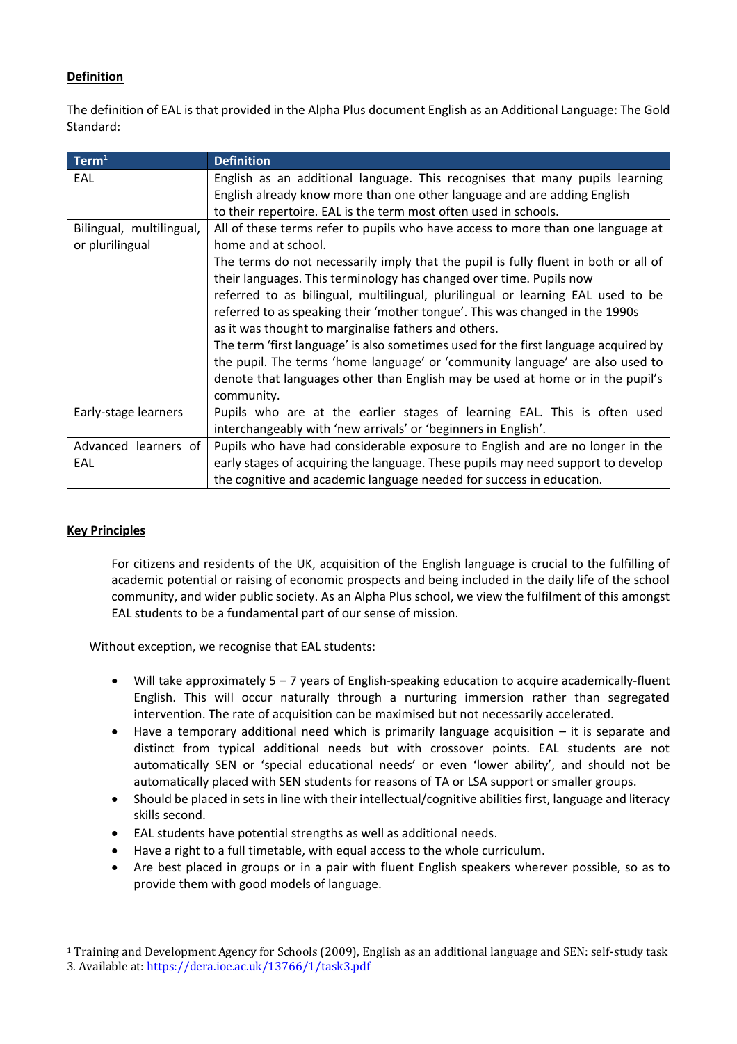**Definition**

The definition of EAL is that provided in the Alpha Plus document English as an Additional Language: The Gold Standard:

| Term[1] | Definition |
| --- | --- |
| EAL | English as an additional language. This recognises that many pupils learning English already know more than one other language and are adding English to their repertoire. EAL is the term most often used in schools. |
| Bilingual, multilingual, or plurilingual | All of these terms refer to pupils who have access to more than one language at home and at school.<br>The terms do not necessarily imply that the pupil is fully fluent in both or all of their languages. This terminology has changed over time. Pupils now referred to as bilingual, multilingual, plurilingual or learning EAL used to be referred to as speaking their 'mother tongue'. This was changed in the 1990s as it was thought to marginalise fathers and others.<br>The term 'first language' is also sometimes used for the first language acquired by the pupil. The terms 'home language' or 'community language' are also used to denote that languages other than English may be used at home or in the pupil's community. |
| Early-stage learners | Pupils who are at the earlier stages of learning EAL. This is often used interchangeably with 'new arrivals' or 'beginners in English'. |
| Advanced learners of EAL | Pupils who have had considerable exposure to English and are no longer in the early stages of acquiring the language. These pupils may need support to develop the cognitive and academic language needed for success in education. |

**Key Principles**

For citizens and residents of the UK, acquisition of the English language is crucial to the fulfilling of academic potential or raising of economic prospects and being included in the daily life of the school community, and wider public society. As an Alpha Plus school, we view the fulfilment of this amongst EAL students to be a fundamental part of our sense of mission.

Without exception, we recognise that EAL students:

- Will take approximately 5 – 7 years of English-speaking education to acquire academically-fluent English. This will occur naturally through a nurturing immersion rather than segregated intervention. The rate of acquisition can be maximised but not necessarily accelerated.
- Have a temporary additional need which is primarily language acquisition – it is separate and distinct from typical additional needs but with crossover points. EAL students are not automatically SEN or 'special educational needs' or even 'lower ability', and should not be automatically placed with SEN students for reasons of TA or LSA support or smaller groups.
- Should be placed in sets in line with their intellectual/cognitive abilities first, language and literacy skills second.
- EAL students have potential strengths as well as additional needs.
- Have a right to a full timetable, with equal access to the whole curriculum.
- Are best placed in groups or in a pair with fluent English speakers wherever possible, so as to provide them with good models of language.

[1] Training and Development Agency for Schools (2009), English as an additional language and SEN: self-study task 3. Available at: https://dera.ioe.ac.uk/13766/1/task3.pdf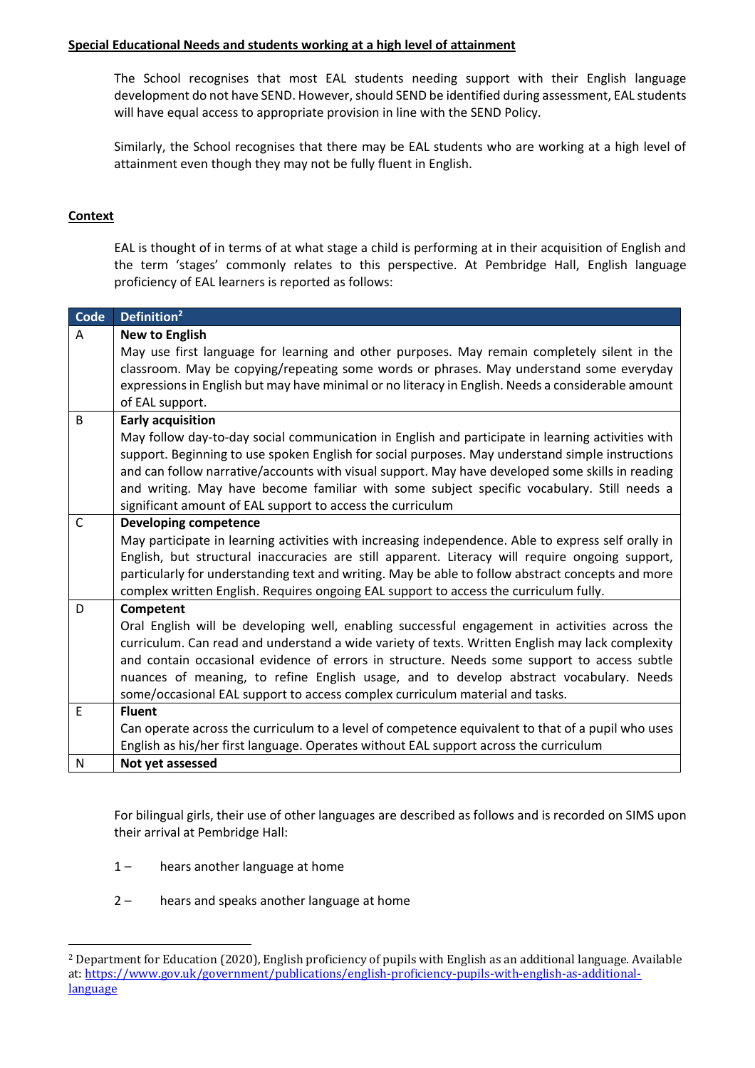**Special Educational Needs and students working at a high level of attainment**

The School recognises that most EAL students needing support with their English language development do not have SEND. However, should SEND be identified during assessment, EAL students will have equal access to appropriate provision in line with the SEND Policy.

Similarly, the School recognises that there may be EAL students who are working at a high level of attainment even though they may not be fully fluent in English.

**Context**

EAL is thought of in terms of at what stage a child is performing at in their acquisition of English and the term 'stages' commonly relates to this perspective. At Pembridge Hall, English language proficiency of EAL learners is reported as follows:

| Code | Definition[2] |
|---|---|
| A | **New to English**<br>May use first language for learning and other purposes. May remain completely silent in the classroom. May be copying/repeating some words or phrases. May understand some everyday expressions in English but may have minimal or no literacy in English. Needs a considerable amount of EAL support. |
| B | **Early acquisition**<br>May follow day-to-day social communication in English and participate in learning activities with support. Beginning to use spoken English for social purposes. May understand simple instructions and can follow narrative/accounts with visual support. May have developed some skills in reading and writing. May have become familiar with some subject specific vocabulary. Still needs a significant amount of EAL support to access the curriculum |
| C | **Developing competence**<br>May participate in learning activities with increasing independence. Able to express self orally in English, but structural inaccuracies are still apparent. Literacy will require ongoing support, particularly for understanding text and writing. May be able to follow abstract concepts and more complex written English. Requires ongoing EAL support to access the curriculum fully. |
| D | **Competent**<br>Oral English will be developing well, enabling successful engagement in activities across the curriculum. Can read and understand a wide variety of texts. Written English may lack complexity and contain occasional evidence of errors in structure. Needs some support to access subtle nuances of meaning, to refine English usage, and to develop abstract vocabulary. Needs some/occasional EAL support to access complex curriculum material and tasks. |
| E | **Fluent**<br>Can operate across the curriculum to a level of competence equivalent to that of a pupil who uses English as his/her first language. Operates without EAL support across the curriculum |
| N | **Not yet assessed** |

For bilingual girls, their use of other languages are described as follows and is recorded on SIMS upon their arrival at Pembridge Hall:

1 – hears another language at home

2 – hears and speaks another language at home

---

[2] Department for Education (2020), English proficiency of pupils with English as an additional language. Available at: https://www.gov.uk/government/publications/english-proficiency-pupils-with-english-as-additional-language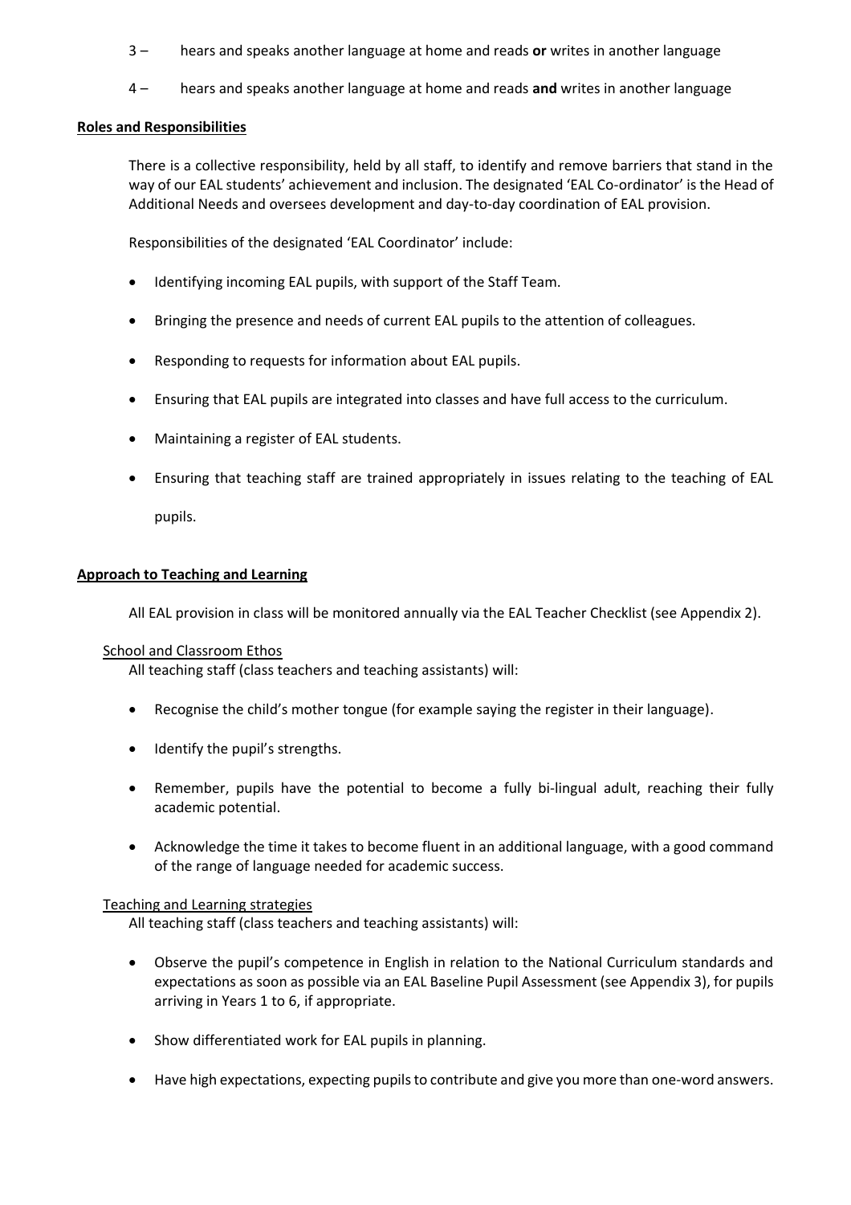3 – hears and speaks another language at home and reads **or** writes in another language

4 – hears and speaks another language at home and reads **and** writes in another language

**Roles and Responsibilities**

There is a collective responsibility, held by all staff, to identify and remove barriers that stand in the way of our EAL students' achievement and inclusion. The designated 'EAL Co-ordinator' is the Head of Additional Needs and oversees development and day-to-day coordination of EAL provision.

Responsibilities of the designated 'EAL Coordinator' include:

- Identifying incoming EAL pupils, with support of the Staff Team.
- Bringing the presence and needs of current EAL pupils to the attention of colleagues.
- Responding to requests for information about EAL pupils.
- Ensuring that EAL pupils are integrated into classes and have full access to the curriculum.
- Maintaining a register of EAL students.
- Ensuring that teaching staff are trained appropriately in issues relating to the teaching of EAL pupils.

**Approach to Teaching and Learning**

All EAL provision in class will be monitored annually via the EAL Teacher Checklist (see Appendix 2).

School and Classroom Ethos

All teaching staff (class teachers and teaching assistants) will:

- Recognise the child's mother tongue (for example saying the register in their language).
- Identify the pupil's strengths.
- Remember, pupils have the potential to become a fully bi-lingual adult, reaching their fully academic potential.
- Acknowledge the time it takes to become fluent in an additional language, with a good command of the range of language needed for academic success.

Teaching and Learning strategies

All teaching staff (class teachers and teaching assistants) will:

- Observe the pupil's competence in English in relation to the National Curriculum standards and expectations as soon as possible via an EAL Baseline Pupil Assessment (see Appendix 3), for pupils arriving in Years 1 to 6, if appropriate.
- Show differentiated work for EAL pupils in planning.
- Have high expectations, expecting pupils to contribute and give you more than one-word answers.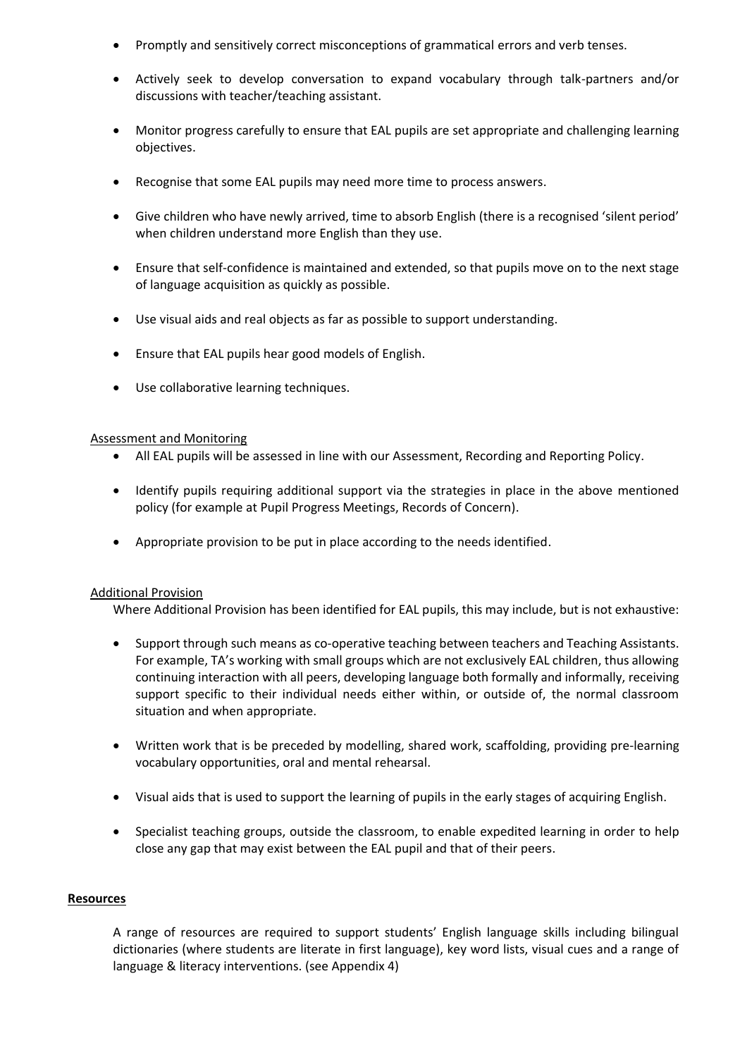- Promptly and sensitively correct misconceptions of grammatical errors and verb tenses.
- Actively seek to develop conversation to expand vocabulary through talk-partners and/or discussions with teacher/teaching assistant.
- Monitor progress carefully to ensure that EAL pupils are set appropriate and challenging learning objectives.
- Recognise that some EAL pupils may need more time to process answers.
- Give children who have newly arrived, time to absorb English (there is a recognised 'silent period' when children understand more English than they use.
- Ensure that self-confidence is maintained and extended, so that pupils move on to the next stage of language acquisition as quickly as possible.
- Use visual aids and real objects as far as possible to support understanding.
- Ensure that EAL pupils hear good models of English.
- Use collaborative learning techniques.

<u>Assessment and Monitoring</u>

- All EAL pupils will be assessed in line with our Assessment, Recording and Reporting Policy.
- Identify pupils requiring additional support via the strategies in place in the above mentioned policy (for example at Pupil Progress Meetings, Records of Concern).
- Appropriate provision to be put in place according to the needs identified.

<u>Additional Provision</u>

Where Additional Provision has been identified for EAL pupils, this may include, but is not exhaustive:

- Support through such means as co-operative teaching between teachers and Teaching Assistants. For example, TA's working with small groups which are not exclusively EAL children, thus allowing continuing interaction with all peers, developing language both formally and informally, receiving support specific to their individual needs either within, or outside of, the normal classroom situation and when appropriate.
- Written work that is be preceded by modelling, shared work, scaffolding, providing pre-learning vocabulary opportunities, oral and mental rehearsal.
- Visual aids that is used to support the learning of pupils in the early stages of acquiring English.
- Specialist teaching groups, outside the classroom, to enable expedited learning in order to help close any gap that may exist between the EAL pupil and that of their peers.

**<u>Resources</u>**

A range of resources are required to support students' English language skills including bilingual dictionaries (where students are literate in first language), key word lists, visual cues and a range of language & literacy interventions. (see Appendix 4)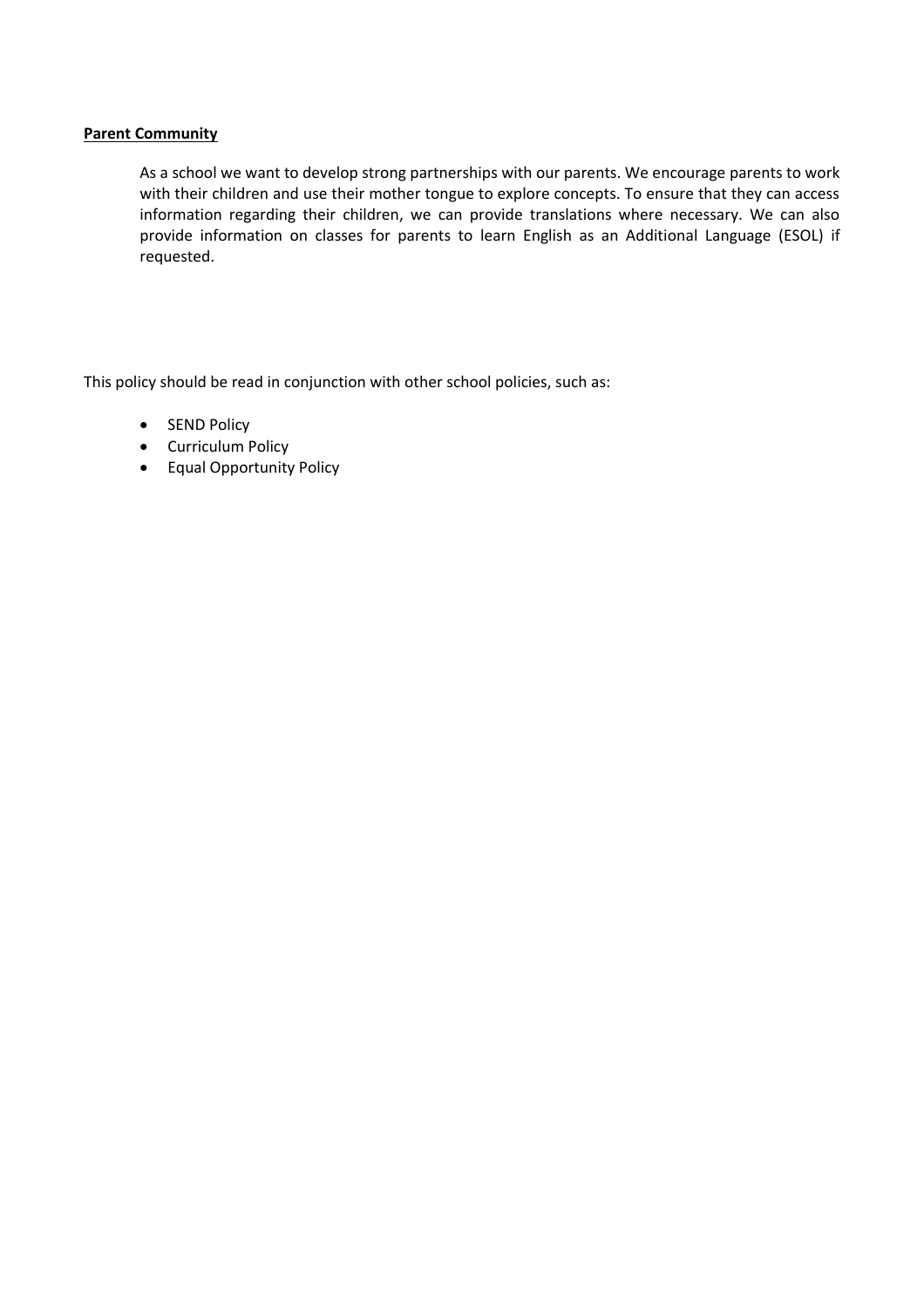**Parent Community**

As a school we want to develop strong partnerships with our parents. We encourage parents to work with their children and use their mother tongue to explore concepts. To ensure that they can access information regarding their children, we can provide translations where necessary. We can also provide information on classes for parents to learn English as an Additional Language (ESOL) if requested.

This policy should be read in conjunction with other school policies, such as:

- SEND Policy
- Curriculum Policy
- Equal Opportunity Policy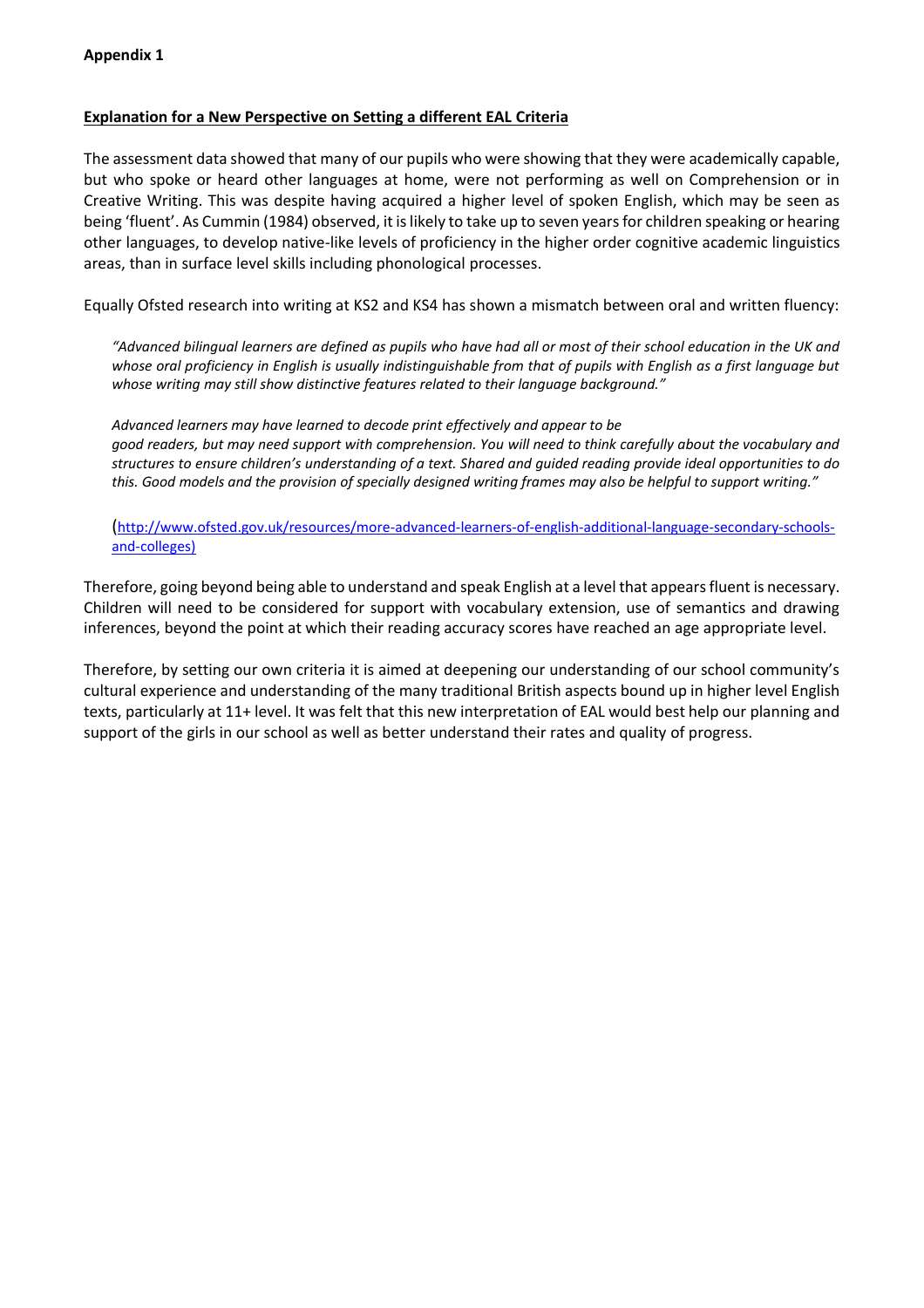**Appendix 1**

**Explanation for a New Perspective on Setting a different EAL Criteria**

The assessment data showed that many of our pupils who were showing that they were academically capable, but who spoke or heard other languages at home, were not performing as well on Comprehension or in Creative Writing. This was despite having acquired a higher level of spoken English, which may be seen as being 'fluent'. As Cummin (1984) observed, it is likely to take up to seven years for children speaking or hearing other languages, to develop native-like levels of proficiency in the higher order cognitive academic linguistics areas, than in surface level skills including phonological processes.

Equally Ofsted research into writing at KS2 and KS4 has shown a mismatch between oral and written fluency:

> *"Advanced bilingual learners are defined as pupils who have had all or most of their school education in the UK and whose oral proficiency in English is usually indistinguishable from that of pupils with English as a first language but whose writing may still show distinctive features related to their language background."*
>
> *Advanced learners may have learned to decode print effectively and appear to be good readers, but may need support with comprehension. You will need to think carefully about the vocabulary and structures to ensure children's understanding of a text. Shared and guided reading provide ideal opportunities to do this. Good models and the provision of specially designed writing frames may also be helpful to support writing."*
>
> (http://www.ofsted.gov.uk/resources/more-advanced-learners-of-english-additional-language-secondary-schools-and-colleges)

Therefore, going beyond being able to understand and speak English at a level that appears fluent is necessary. Children will need to be considered for support with vocabulary extension, use of semantics and drawing inferences, beyond the point at which their reading accuracy scores have reached an age appropriate level.

Therefore, by setting our own criteria it is aimed at deepening our understanding of our school community's cultural experience and understanding of the many traditional British aspects bound up in higher level English texts, particularly at 11+ level. It was felt that this new interpretation of EAL would best help our planning and support of the girls in our school as well as better understand their rates and quality of progress.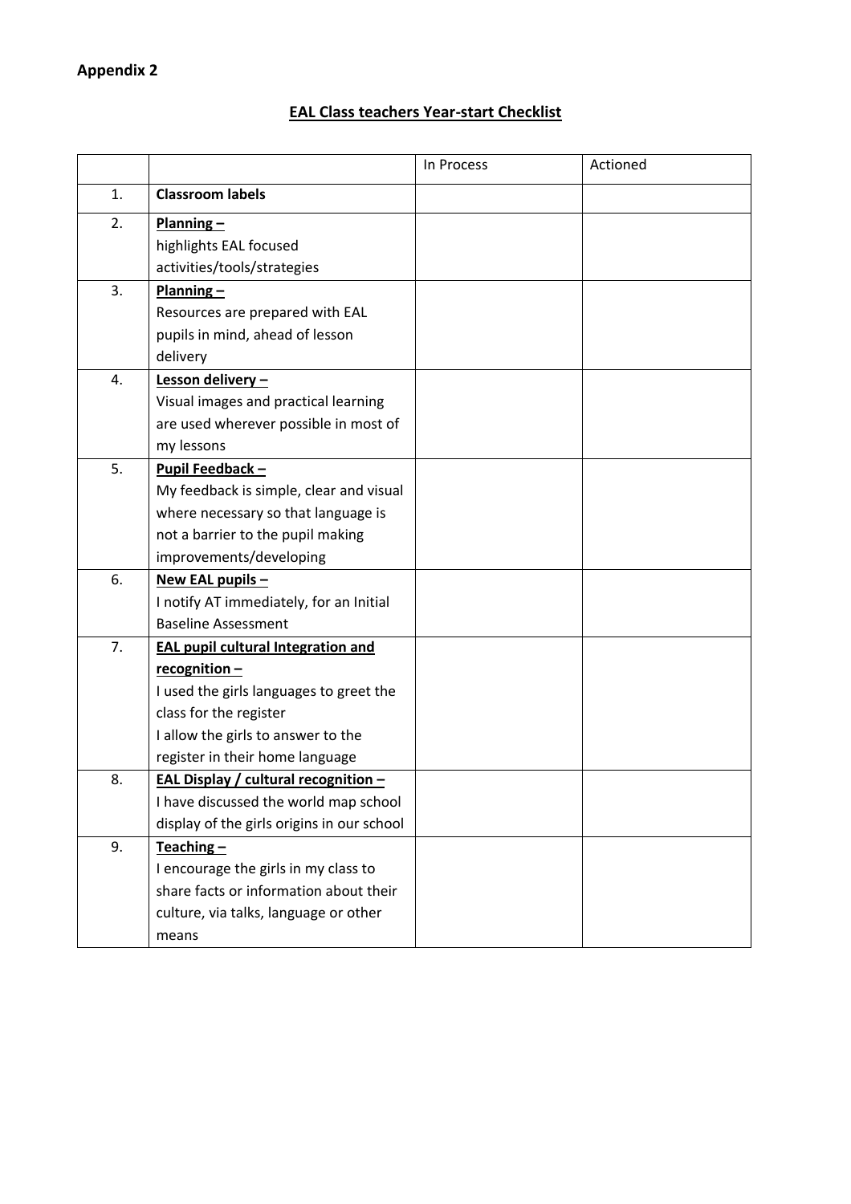**Appendix 2**

**EAL Class teachers Year-start Checklist**

| | | In Process | Actioned |
|---|---|---|---|
| 1. | **Classroom labels** | | |
| 2. | **Planning –**<br>highlights EAL focused activities/tools/strategies | | |
| 3. | **Planning –**<br>Resources are prepared with EAL pupils in mind, ahead of lesson delivery | | |
| 4. | **Lesson delivery –**<br>Visual images and practical learning are used wherever possible in most of my lessons | | |
| 5. | **Pupil Feedback –**<br>My feedback is simple, clear and visual where necessary so that language is not a barrier to the pupil making improvements/developing | | |
| 6. | **New EAL pupils –**<br>I notify AT immediately, for an Initial Baseline Assessment | | |
| 7. | **EAL pupil cultural Integration and recognition –**<br>I used the girls languages to greet the class for the register<br>I allow the girls to answer to the register in their home language | | |
| 8. | **EAL Display / cultural recognition –**<br>I have discussed the world map school display of the girls origins in our school | | |
| 9. | **Teaching –**<br>I encourage the girls in my class to share facts or information about their culture, via talks, language or other means | | |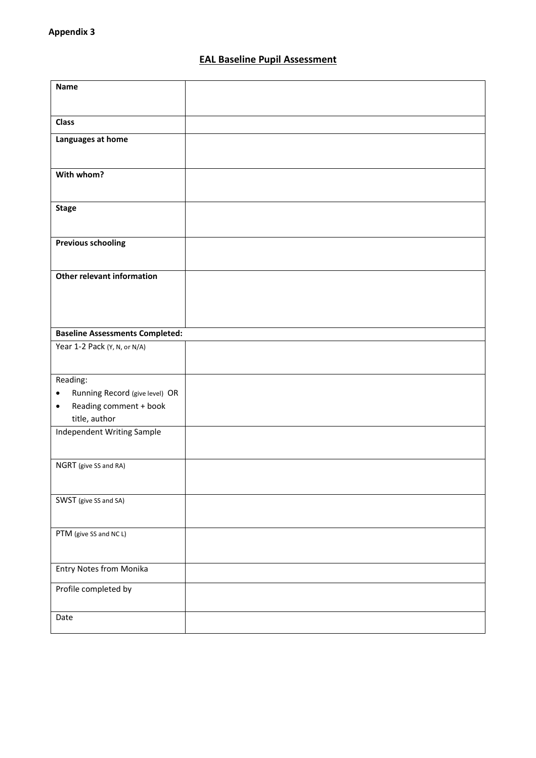**Appendix 3**

## EAL Baseline Pupil Assessment

| | |
|---|---|
| **Name** | |
| **Class** | |
| **Languages at home** | |
| **With whom?** | |
| **Stage** | |
| **Previous schooling** | |
| **Other relevant information** | |
| **Baseline Assessments Completed:** | |
| Year 1-2 Pack (Y, N, or N/A) | |
| Reading:<br>• Running Record (give level) OR<br>• Reading comment + book title, author | |
| Independent Writing Sample | |
| NGRT (give SS and RA) | |
| SWST (give SS and SA) | |
| PTM (give SS and NC L) | |
| Entry Notes from Monika | |
| Profile completed by | |
| Date | |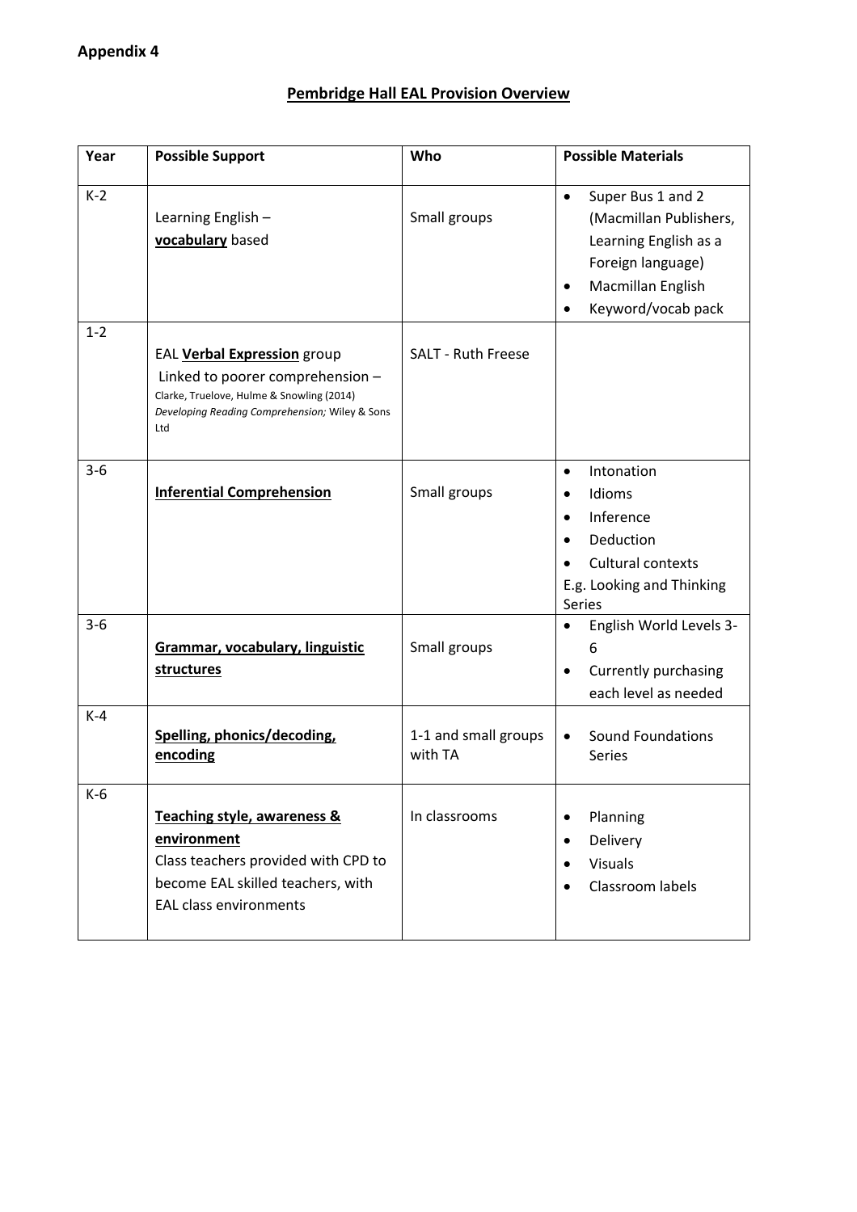**Appendix 4**

## Pembridge Hall EAL Provision Overview

| Year | Possible Support | Who | Possible Materials |
|---|---|---|---|
| K-2 | Learning English – **vocabulary** based | Small groups | • Super Bus 1 and 2 (Macmillan Publishers, Learning English as a Foreign language)<br>• Macmillan English<br>• Keyword/vocab pack |
| 1-2 | EAL **Verbal Expression** group<br>Linked to poorer comprehension – Clarke, Truelove, Hulme & Snowling (2014) *Developing Reading Comprehension;* Wiley & Sons Ltd | SALT - Ruth Freese | |
| 3-6 | **Inferential Comprehension** | Small groups | • Intonation<br>• Idioms<br>• Inference<br>• Deduction<br>• Cultural contexts<br>E.g. Looking and Thinking Series |
| 3-6 | **Grammar, vocabulary, linguistic structures** | Small groups | • English World Levels 3-6<br>• Currently purchasing each level as needed |
| K-4 | **Spelling, phonics/decoding, encoding** | 1-1 and small groups with TA | • Sound Foundations Series |
| K-6 | **Teaching style, awareness & environment**<br>Class teachers provided with CPD to become EAL skilled teachers, with EAL class environments | In classrooms | • Planning<br>• Delivery<br>• Visuals<br>• Classroom labels |